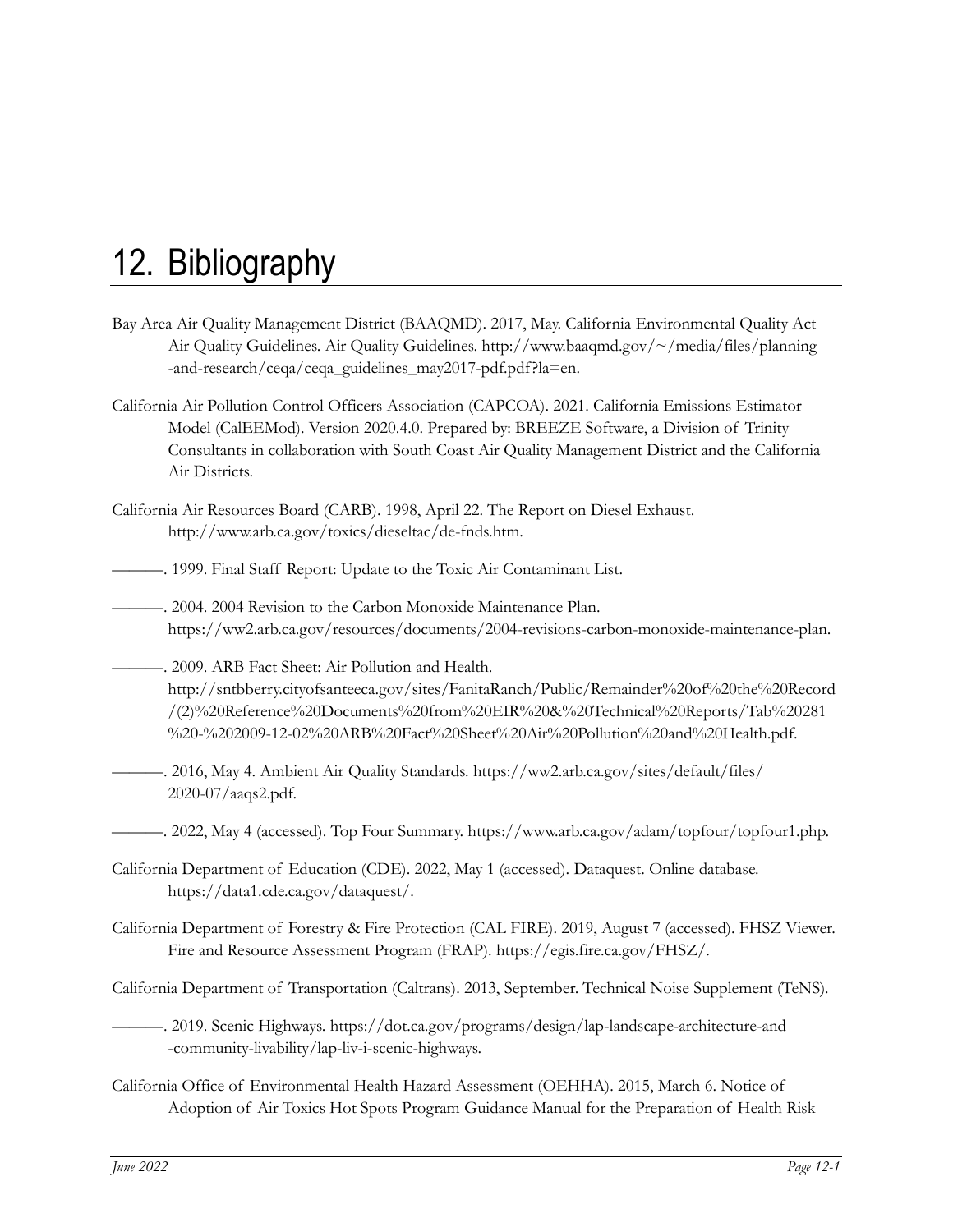# 12. Bibliography

Bay Area Air Quality Management District (BAAQMD). 2017, May. California Environmental Quality Act Air Quality Guidelines. Air Quality Guidelines. http://www.baaqmd.gov/~/media/files/planning-and-research/ceqa/ceqa_guidelines_may2017-pdf.pdf?la=en.

California Air Pollution Control Officers Association (CAPCOA). 2021. California Emissions Estimator Model (CalEEMod). Version 2020.4.0. Prepared by: BREEZE Software, a Division of Trinity Consultants in collaboration with South Coast Air Quality Management District and the California Air Districts.

California Air Resources Board (CARB). 1998, April 22. The Report on Diesel Exhaust. http://www.arb.ca.gov/toxics/dieseltac/de-fnds.htm.

———. 1999. Final Staff Report: Update to the Toxic Air Contaminant List.

———. 2004. 2004 Revision to the Carbon Monoxide Maintenance Plan. https://ww2.arb.ca.gov/resources/documents/2004-revisions-carbon-monoxide-maintenance-plan.

———. 2009. ARB Fact Sheet: Air Pollution and Health. http://sntbberry.cityofsanteeca.gov/sites/FanitaRanch/Public/Remainder%20of%20the%20Record/(2)%20Reference%20Documents%20from%20EIR%20&%20Technical%20Reports/Tab%20281%20-%202009-12-02%20ARB%20Fact%20Sheet%20Air%20Pollution%20and%20Health.pdf.

———. 2016, May 4. Ambient Air Quality Standards. https://ww2.arb.ca.gov/sites/default/files/2020-07/aaqs2.pdf.

———. 2022, May 4 (accessed). Top Four Summary. https://www.arb.ca.gov/adam/topfour/topfour1.php.

California Department of Education (CDE). 2022, May 1 (accessed). Dataquest. Online database. https://data1.cde.ca.gov/dataquest/.

California Department of Forestry & Fire Protection (CAL FIRE). 2019, August 7 (accessed). FHSZ Viewer. Fire and Resource Assessment Program (FRAP). https://egis.fire.ca.gov/FHSZ/.

California Department of Transportation (Caltrans). 2013, September. Technical Noise Supplement (TeNS).

———. 2019. Scenic Highways. https://dot.ca.gov/programs/design/lap-landscape-architecture-and-community-livability/lap-liv-i-scenic-highways.

California Office of Environmental Health Hazard Assessment (OEHHA). 2015, March 6. Notice of Adoption of Air Toxics Hot Spots Program Guidance Manual for the Preparation of Health Risk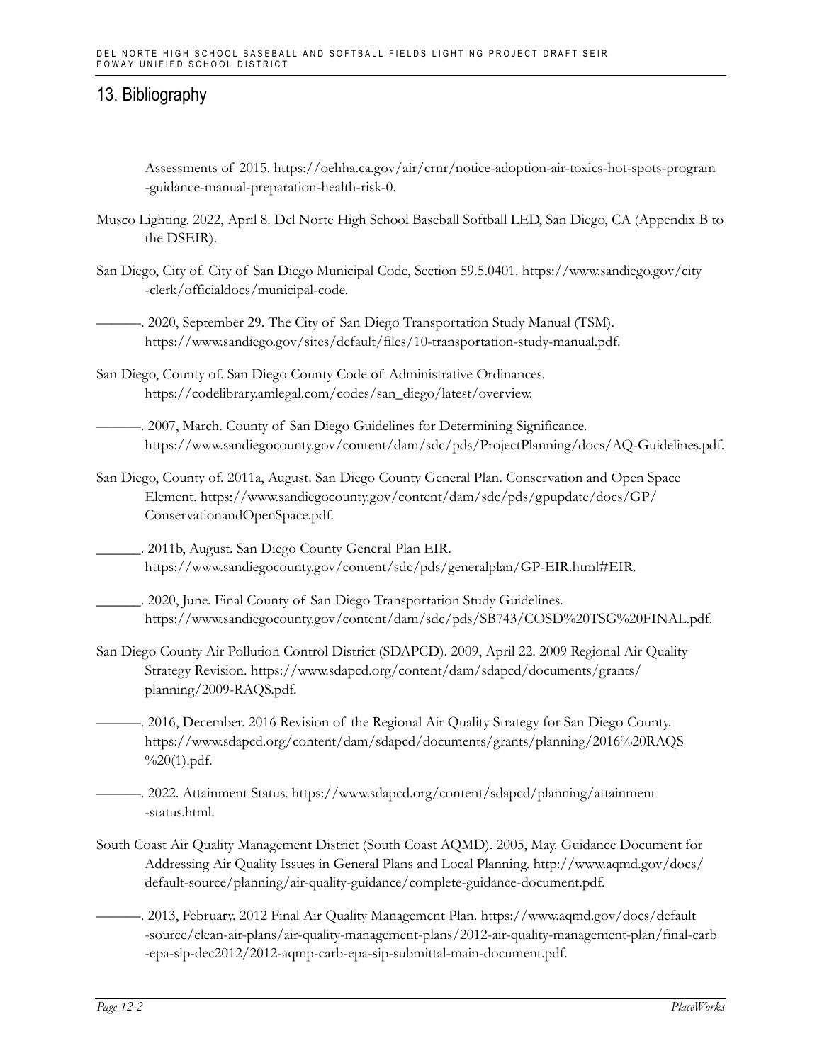# 13. Bibliography

Assessments of 2015. https://oehha.ca.gov/air/crnr/notice-adoption-air-toxics-hot-spots-program-guidance-manual-preparation-health-risk-0.

Musco Lighting. 2022, April 8. Del Norte High School Baseball Softball LED, San Diego, CA (Appendix B to the DSEIR).

San Diego, City of. City of San Diego Municipal Code, Section 59.5.0401. https://www.sandiego.gov/city-clerk/officialdocs/municipal-code.

———. 2020, September 29. The City of San Diego Transportation Study Manual (TSM). https://www.sandiego.gov/sites/default/files/10-transportation-study-manual.pdf.

San Diego, County of. San Diego County Code of Administrative Ordinances. https://codelibrary.amlegal.com/codes/san_diego/latest/overview.

———. 2007, March. County of San Diego Guidelines for Determining Significance. https://www.sandiegocounty.gov/content/dam/sdc/pds/ProjectPlanning/docs/AQ-Guidelines.pdf.

San Diego, County of. 2011a, August. San Diego County General Plan. Conservation and Open Space Element. https://www.sandiegocounty.gov/content/dam/sdc/pds/gpupdate/docs/GP/ConservationandOpenSpace.pdf.

______. 2011b, August. San Diego County General Plan EIR. https://www.sandiegocounty.gov/content/sdc/pds/generalplan/GP-EIR.html#EIR.

______. 2020, June. Final County of San Diego Transportation Study Guidelines. https://www.sandiegocounty.gov/content/dam/sdc/pds/SB743/COSD%20TSG%20FINAL.pdf.

San Diego County Air Pollution Control District (SDAPCD). 2009, April 22. 2009 Regional Air Quality Strategy Revision. https://www.sdapcd.org/content/dam/sdapcd/documents/grants/planning/2009-RAQS.pdf.

———. 2016, December. 2016 Revision of the Regional Air Quality Strategy for San Diego County. https://www.sdapcd.org/content/dam/sdapcd/documents/grants/planning/2016%20RAQS%20(1).pdf.

———. 2022. Attainment Status. https://www.sdapcd.org/content/sdapcd/planning/attainment-status.html.

South Coast Air Quality Management District (South Coast AQMD). 2005, May. Guidance Document for Addressing Air Quality Issues in General Plans and Local Planning. http://www.aqmd.gov/docs/default-source/planning/air-quality-guidance/complete-guidance-document.pdf.

———. 2013, February. 2012 Final Air Quality Management Plan. https://www.aqmd.gov/docs/default-source/clean-air-plans/air-quality-management-plans/2012-air-quality-management-plan/final-carb-epa-sip-dec2012/2012-aqmp-carb-epa-sip-submittal-main-document.pdf.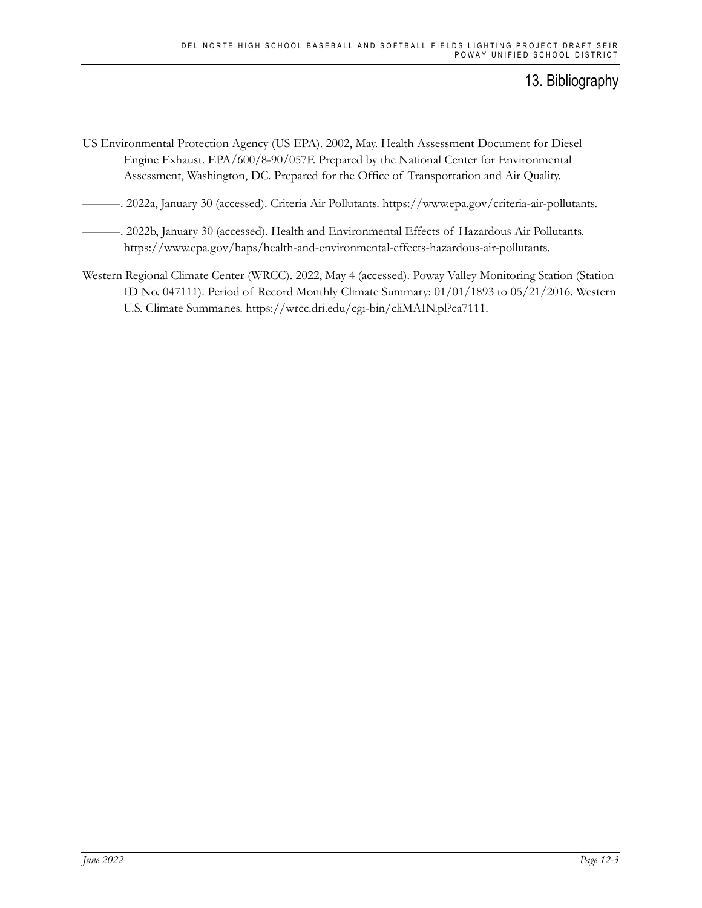# 13. Bibliography

US Environmental Protection Agency (US EPA). 2002, May. Health Assessment Document for Diesel Engine Exhaust. EPA/600/8-90/057F. Prepared by the National Center for Environmental Assessment, Washington, DC. Prepared for the Office of Transportation and Air Quality.

———. 2022a, January 30 (accessed). Criteria Air Pollutants. https://www.epa.gov/criteria-air-pollutants.

———. 2022b, January 30 (accessed). Health and Environmental Effects of Hazardous Air Pollutants. https://www.epa.gov/haps/health-and-environmental-effects-hazardous-air-pollutants.

Western Regional Climate Center (WRCC). 2022, May 4 (accessed). Poway Valley Monitoring Station (Station ID No. 047111). Period of Record Monthly Climate Summary: 01/01/1893 to 05/21/2016. Western U.S. Climate Summaries. https://wrcc.dri.edu/cgi-bin/cliMAIN.pl?ca7111.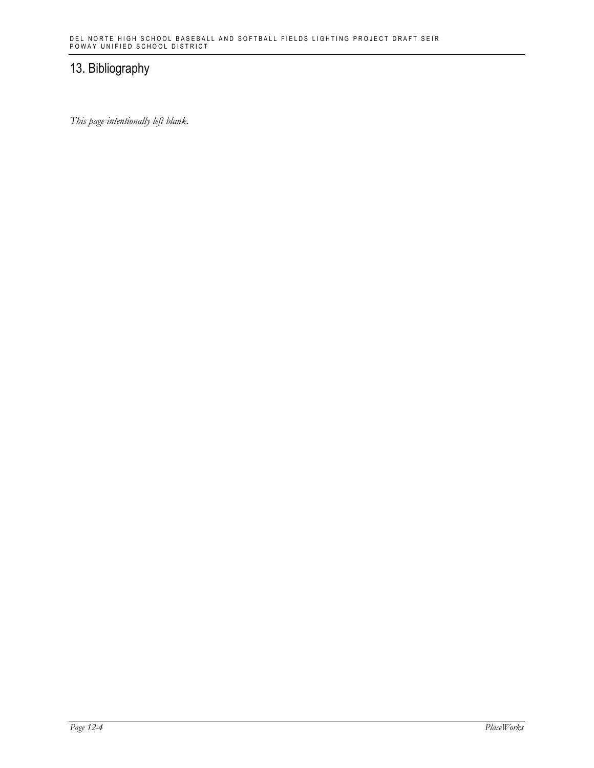# 13. Bibliography

*This page intentionally left blank.*